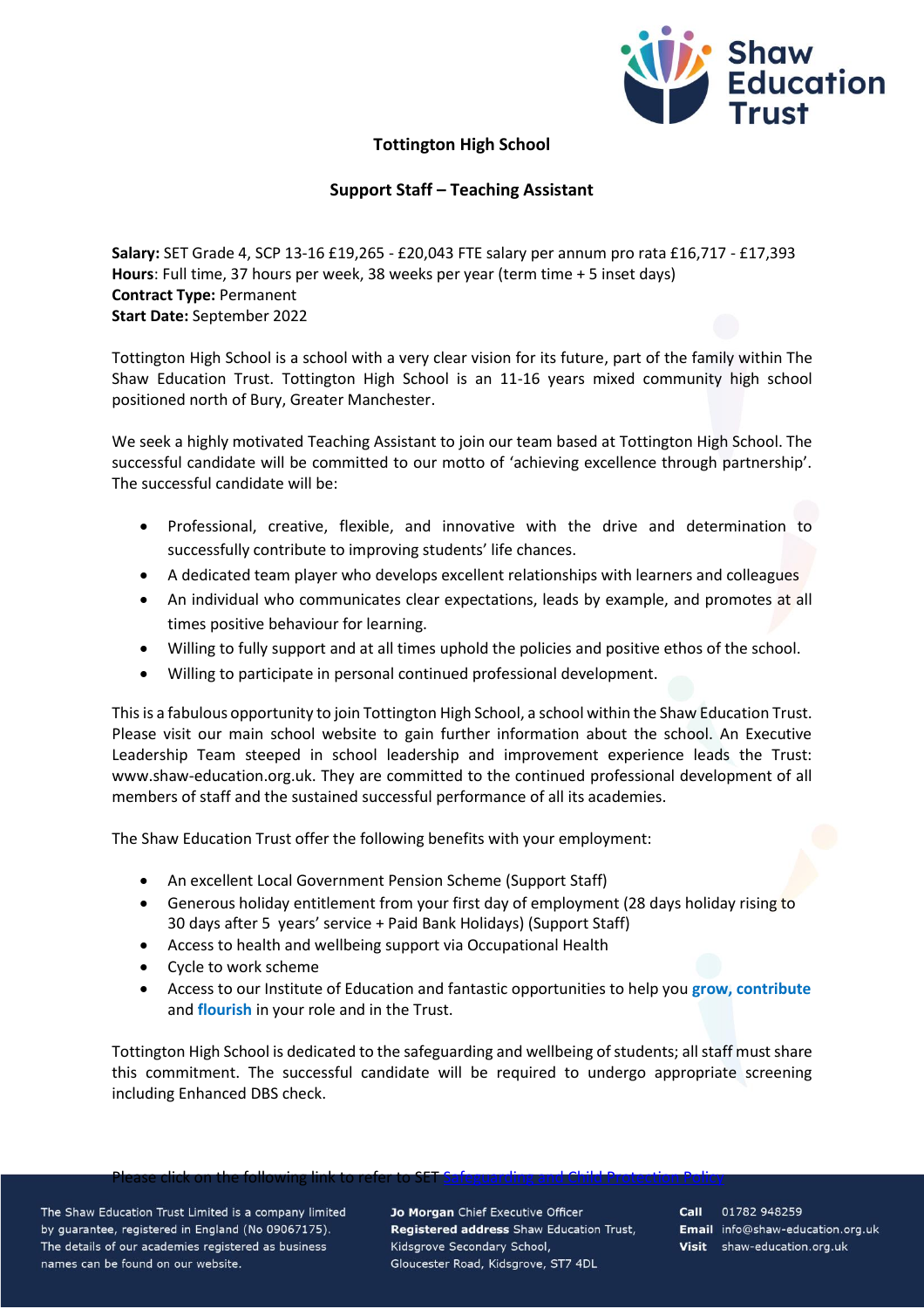# Tottington High School

## Support Staff – Teaching Assistant

**Salary:** SET Grade 4, SCP 13-16 £19,265 - £20,043 FTE salary per annum pro rata £16,717 - £17,393
**Hours**: Full time, 37 hours per week, 38 weeks per year (term time + 5 inset days)
**Contract Type:** Permanent
**Start Date:** September 2022

Tottington High School is a school with a very clear vision for its future, part of the family within The Shaw Education Trust. Tottington High School is an 11-16 years mixed community high school positioned north of Bury, Greater Manchester.

We seek a highly motivated Teaching Assistant to join our team based at Tottington High School. The successful candidate will be committed to our motto of 'achieving excellence through partnership'. The successful candidate will be:

- Professional, creative, flexible, and innovative with the drive and determination to successfully contribute to improving students' life chances.
- A dedicated team player who develops excellent relationships with learners and colleagues
- An individual who communicates clear expectations, leads by example, and promotes at all times positive behaviour for learning.
- Willing to fully support and at all times uphold the policies and positive ethos of the school.
- Willing to participate in personal continued professional development.

This is a fabulous opportunity to join Tottington High School, a school within the Shaw Education Trust. Please visit our main school website to gain further information about the school. An Executive Leadership Team steeped in school leadership and improvement experience leads the Trust: www.shaw-education.org.uk. They are committed to the continued professional development of all members of staff and the sustained successful performance of all its academies.

The Shaw Education Trust offer the following benefits with your employment:

- An excellent Local Government Pension Scheme (Support Staff)
- Generous holiday entitlement from your first day of employment (28 days holiday rising to 30 days after 5 years' service + Paid Bank Holidays) (Support Staff)
- Access to health and wellbeing support via Occupational Health
- Cycle to work scheme
- Access to our Institute of Education and fantastic opportunities to help you **grow, contribute** and **flourish** in your role and in the Trust.

Tottington High School is dedicated to the safeguarding and wellbeing of students; all staff must share this commitment. The successful candidate will be required to undergo appropriate screening including Enhanced DBS check.

Please click on the following link to refer to SET Safeguarding and Child Protection Policy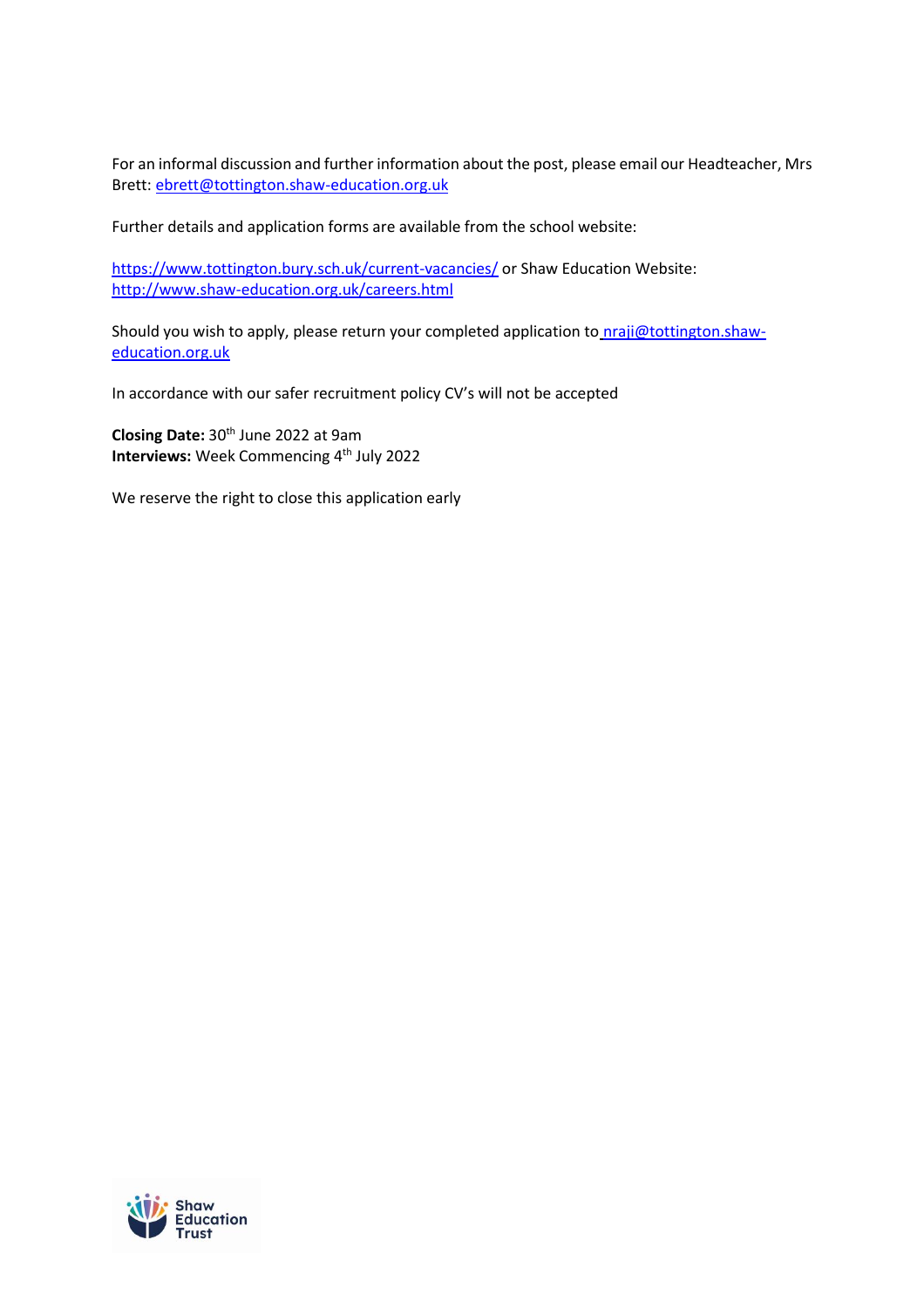For an informal discussion and further information about the post, please email our Headteacher, Mrs Brett: ebrett@tottington.shaw-education.org.uk

Further details and application forms are available from the school website:

https://www.tottington.bury.sch.uk/current-vacancies/ or Shaw Education Website: http://www.shaw-education.org.uk/careers.html

Should you wish to apply, please return your completed application to nraji@tottington.shaw-education.org.uk

In accordance with our safer recruitment policy CV's will not be accepted

**Closing Date:** 30th June 2022 at 9am
**Interviews:** Week Commencing 4th July 2022

We reserve the right to close this application early

Shaw Education Trust